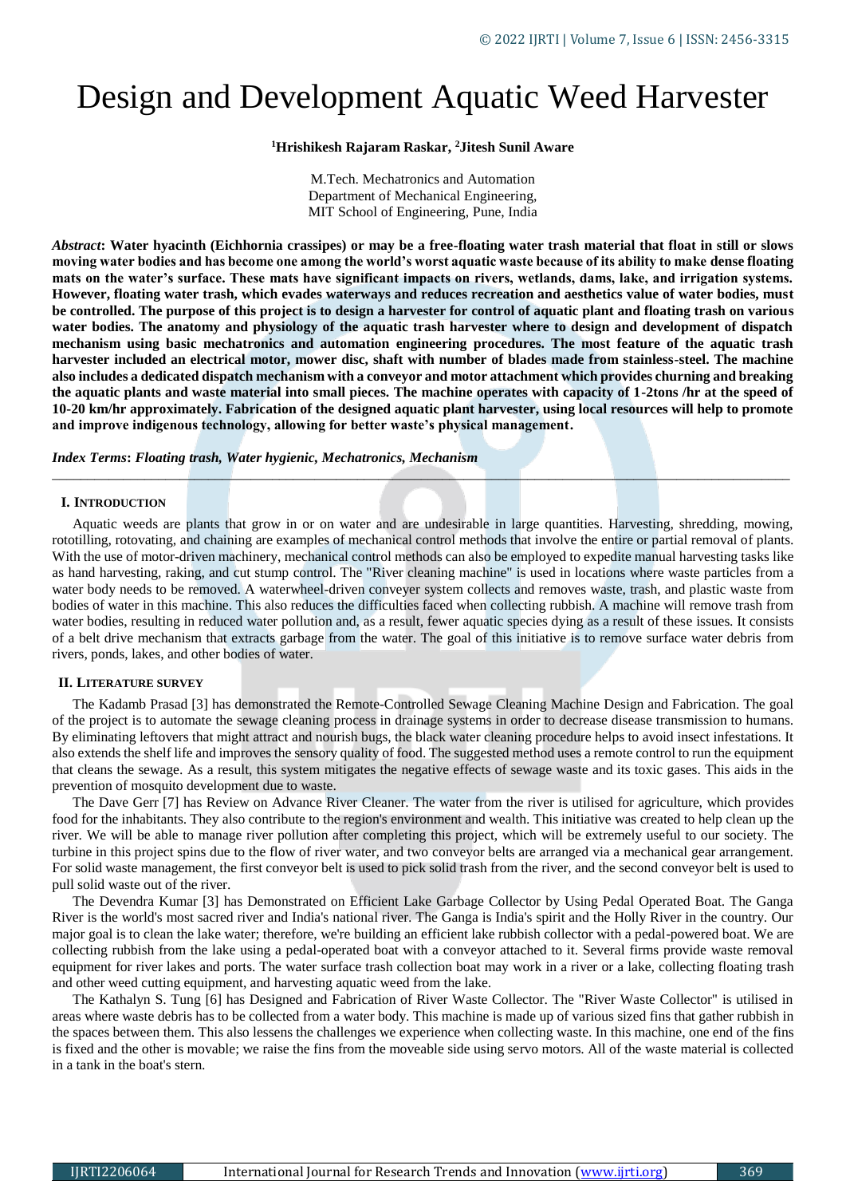# Design and Development Aquatic Weed Harvester

**[1]Hrishikesh Rajaram Raskar, [2]Jitesh Sunil Aware**

M.Tech. Mechatronics and Automation
Department of Mechanical Engineering,
MIT School of Engineering, Pune, India

*Abstract*: **Water hyacinth (Eichhornia crassipes) or may be a free-floating water trash material that float in still or slows moving water bodies and has become one among the world's worst aquatic waste because of its ability to make dense floating mats on the water's surface. These mats have significant impacts on rivers, wetlands, dams, lake, and irrigation systems. However, floating water trash, which evades waterways and reduces recreation and aesthetics value of water bodies, must be controlled. The purpose of this project is to design a harvester for control of aquatic plant and floating trash on various water bodies. The anatomy and physiology of the aquatic trash harvester where to design and development of dispatch mechanism using basic mechatronics and automation engineering procedures. The most feature of the aquatic trash harvester included an electrical motor, mower disc, shaft with number of blades made from stainless-steel. The machine also includes a dedicated dispatch mechanism with a conveyor and motor attachment which provides churning and breaking the aquatic plants and waste material into small pieces. The machine operates with capacity of 1-2tons /hr at the speed of 10-20 km/hr approximately. Fabrication of the designed aquatic plant harvester, using local resources will help to promote and improve indigenous technology, allowing for better waste's physical management.**

*Index Terms*: ***Floating trash, Water hygienic, Mechatronics, Mechanism***

## I. INTRODUCTION

Aquatic weeds are plants that grow in or on water and are undesirable in large quantities. Harvesting, shredding, mowing, rototilling, rotovating, and chaining are examples of mechanical control methods that involve the entire or partial removal of plants. With the use of motor-driven machinery, mechanical control methods can also be employed to expedite manual harvesting tasks like as hand harvesting, raking, and cut stump control. The "River cleaning machine" is used in locations where waste particles from a water body needs to be removed. A waterwheel-driven conveyer system collects and removes waste, trash, and plastic waste from bodies of water in this machine. This also reduces the difficulties faced when collecting rubbish. A machine will remove trash from water bodies, resulting in reduced water pollution and, as a result, fewer aquatic species dying as a result of these issues. It consists of a belt drive mechanism that extracts garbage from the water. The goal of this initiative is to remove surface water debris from rivers, ponds, lakes, and other bodies of water.

## II. LITERATURE SURVEY

The Kadamb Prasad [3] has demonstrated the Remote-Controlled Sewage Cleaning Machine Design and Fabrication. The goal of the project is to automate the sewage cleaning process in drainage systems in order to decrease disease transmission to humans. By eliminating leftovers that might attract and nourish bugs, the black water cleaning procedure helps to avoid insect infestations. It also extends the shelf life and improves the sensory quality of food. The suggested method uses a remote control to run the equipment that cleans the sewage. As a result, this system mitigates the negative effects of sewage waste and its toxic gases. This aids in the prevention of mosquito development due to waste.

The Dave Gerr [7] has Review on Advance River Cleaner. The water from the river is utilised for agriculture, which provides food for the inhabitants. They also contribute to the region's environment and wealth. This initiative was created to help clean up the river. We will be able to manage river pollution after completing this project, which will be extremely useful to our society. The turbine in this project spins due to the flow of river water, and two conveyor belts are arranged via a mechanical gear arrangement. For solid waste management, the first conveyor belt is used to pick solid trash from the river, and the second conveyor belt is used to pull solid waste out of the river.

The Devendra Kumar [3] has Demonstrated on Efficient Lake Garbage Collector by Using Pedal Operated Boat. The Ganga River is the world's most sacred river and India's national river. The Ganga is India's spirit and the Holly River in the country. Our major goal is to clean the lake water; therefore, we're building an efficient lake rubbish collector with a pedal-powered boat. We are collecting rubbish from the lake using a pedal-operated boat with a conveyor attached to it. Several firms provide waste removal equipment for river lakes and ports. The water surface trash collection boat may work in a river or a lake, collecting floating trash and other weed cutting equipment, and harvesting aquatic weed from the lake.

The Kathalyn S. Tung [6] has Designed and Fabrication of River Waste Collector. The "River Waste Collector" is utilised in areas where waste debris has to be collected from a water body. This machine is made up of various sized fins that gather rubbish in the spaces between them. This also lessens the challenges we experience when collecting waste. In this machine, one end of the fins is fixed and the other is movable; we raise the fins from the moveable side using servo motors. All of the waste material is collected in a tank in the boat's stern.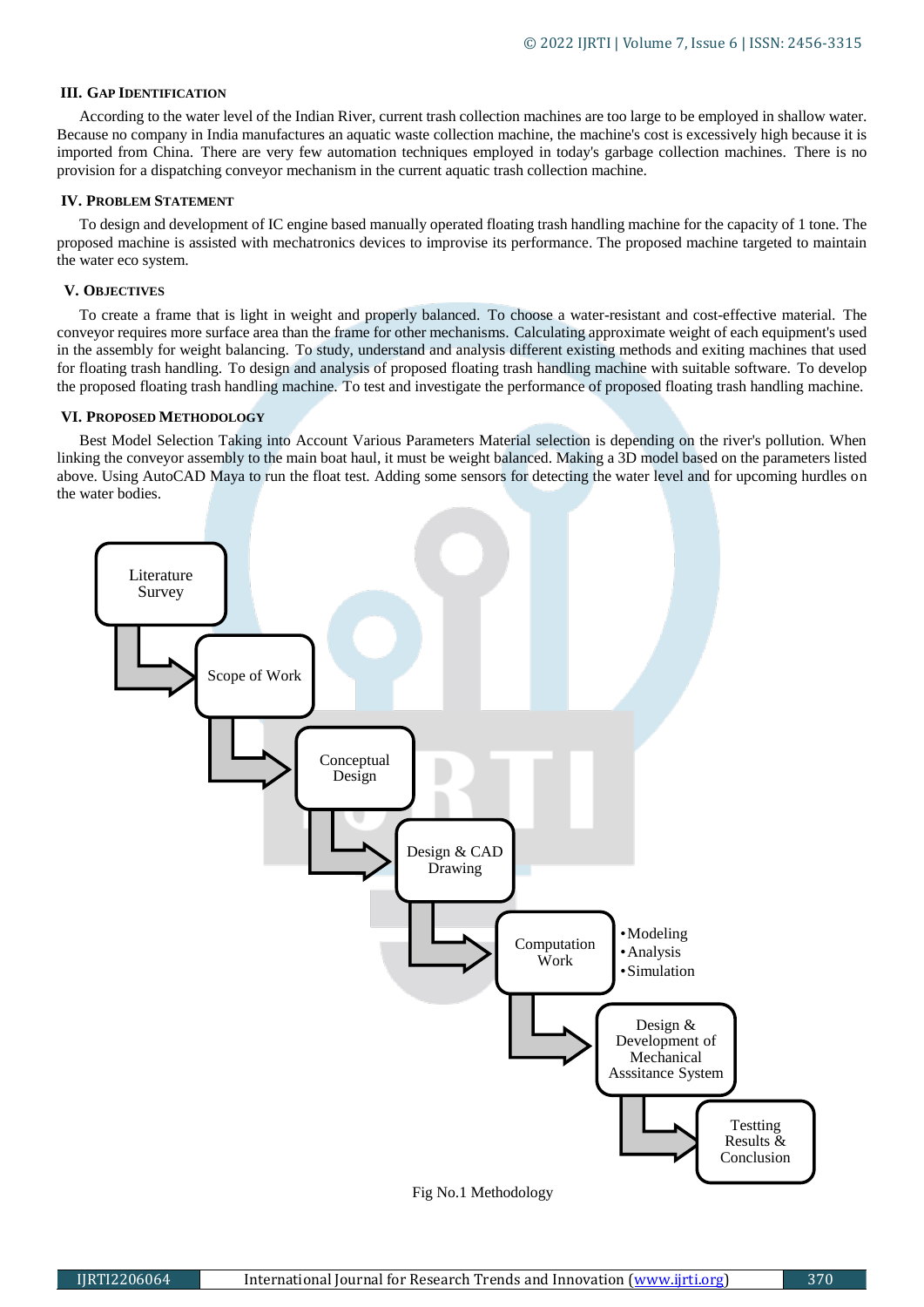### III. Gap Identification

According to the water level of the Indian River, current trash collection machines are too large to be employed in shallow water. Because no company in India manufactures an aquatic waste collection machine, the machine's cost is excessively high because it is imported from China. There are very few automation techniques employed in today's garbage collection machines. There is no provision for a dispatching conveyor mechanism in the current aquatic trash collection machine.

### IV. Problem Statement

To design and development of IC engine based manually operated floating trash handling machine for the capacity of 1 tone. The proposed machine is assisted with mechatronics devices to improvise its performance. The proposed machine targeted to maintain the water eco system.

### V. Objectives

To create a frame that is light in weight and properly balanced. To choose a water-resistant and cost-effective material. The conveyor requires more surface area than the frame for other mechanisms. Calculating approximate weight of each equipment's used in the assembly for weight balancing. To study, understand and analysis different existing methods and exiting machines that used for floating trash handling. To design and analysis of proposed floating trash handling machine with suitable software. To develop the proposed floating trash handling machine. To test and investigate the performance of proposed floating trash handling machine.

### VI. Proposed Methodology

Best Model Selection Taking into Account Various Parameters Material selection is depending on the river's pollution. When linking the conveyor assembly to the main boat haul, it must be weight balanced. Making a 3D model based on the parameters listed above. Using AutoCAD Maya to run the float test. Adding some sensors for detecting the water level and for upcoming hurdles on the water bodies.

Literature Survey → Scope of Work → Conceptual Design → Design & CAD Drawing → Computation Work → Design & Development of Mechanical Asssitance System → Testing Results & Conclusion

Computation Work:
- Modeling
- Analysis
- Simulation

Fig No.1 Methodology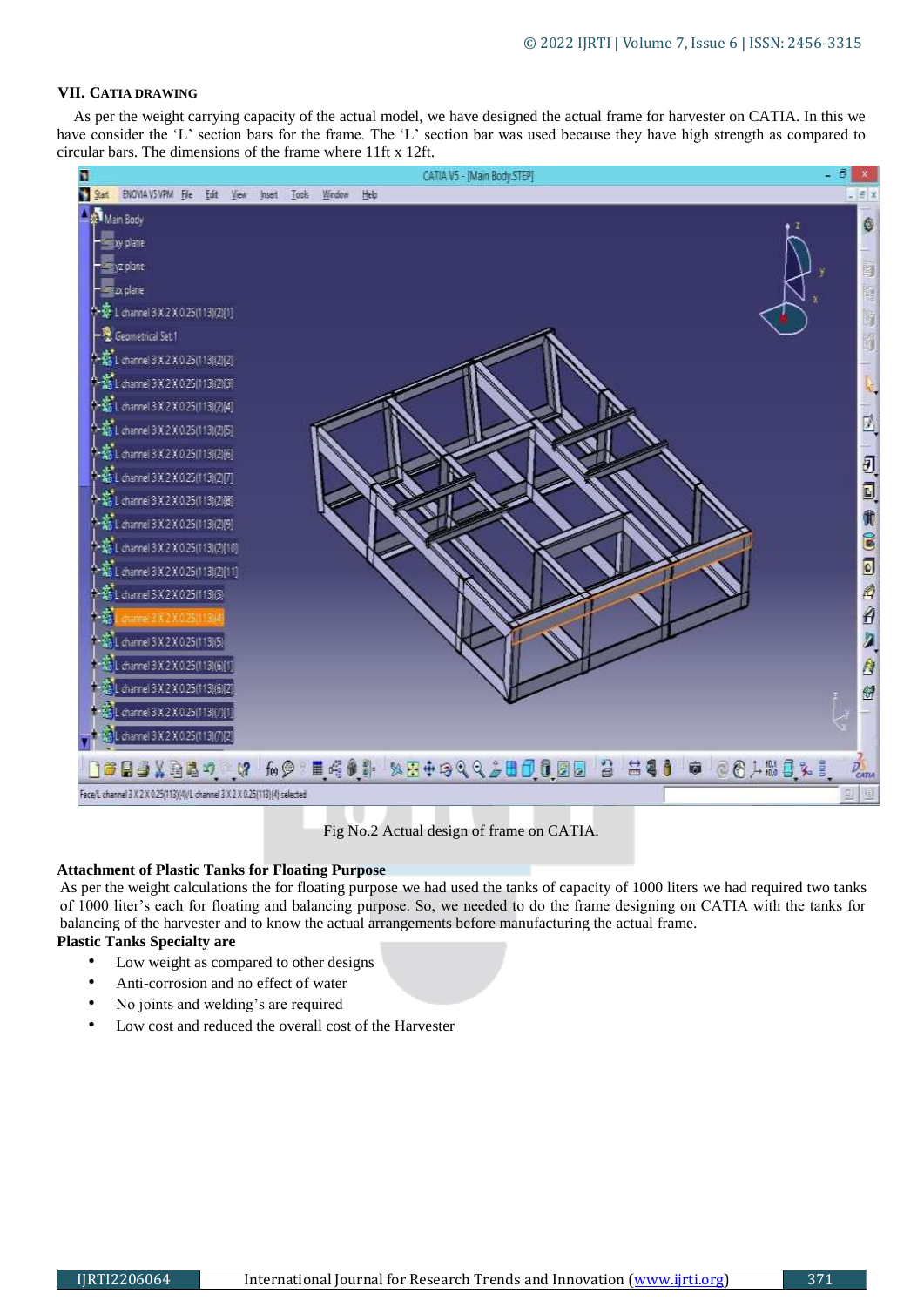### VII. CATIA DRAWING

As per the weight carrying capacity of the actual model, we have designed the actual frame for harvester on CATIA. In this we have consider the 'L' section bars for the frame. The 'L' section bar was used because they have high strength as compared to circular bars. The dimensions of the frame where 11ft x 12ft.

Fig No.2 Actual design of frame on CATIA.

**Attachment of Plastic Tanks for Floating Purpose**

As per the weight calculations the for floating purpose we had used the tanks of capacity of 1000 liters we had required two tanks of 1000 liter's each for floating and balancing purpose. So, we needed to do the frame designing on CATIA with the tanks for balancing of the harvester and to know the actual arrangements before manufacturing the actual frame.

**Plastic Tanks Specialty are**

- Low weight as compared to other designs
- Anti-corrosion and no effect of water
- No joints and welding's are required
- Low cost and reduced the overall cost of the Harvester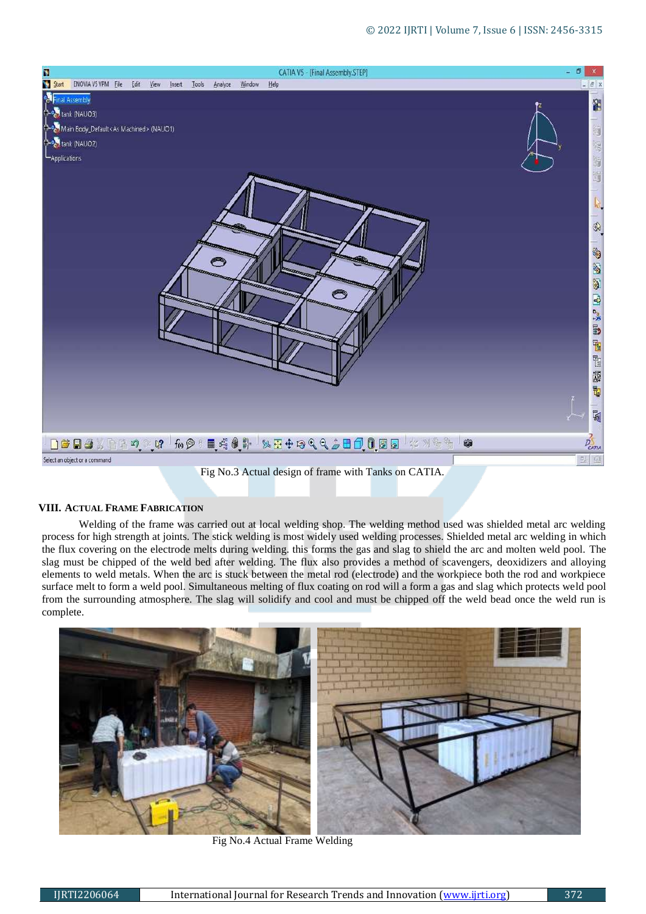Fig No.3 Actual design of frame with Tanks on CATIA.

## VIII. ACTUAL FRAME FABRICATION

Welding of the frame was carried out at local welding shop. The welding method used was shielded metal arc welding process for high strength at joints. The stick welding is most widely used welding processes. Shielded metal arc welding in which the flux covering on the electrode melts during welding. this forms the gas and slag to shield the arc and molten weld pool. The slag must be chipped of the weld bed after welding. The flux also provides a method of scavengers, deoxidizers and alloying elements to weld metals. When the arc is stuck between the metal rod (electrode) and the workpiece both the rod and workpiece surface melt to form a weld pool. Simultaneous melting of flux coating on rod will a form a gas and slag which protects weld pool from the surrounding atmosphere. The slag will solidify and cool and must be chipped off the weld bead once the weld run is complete.

Fig No.4 Actual Frame Welding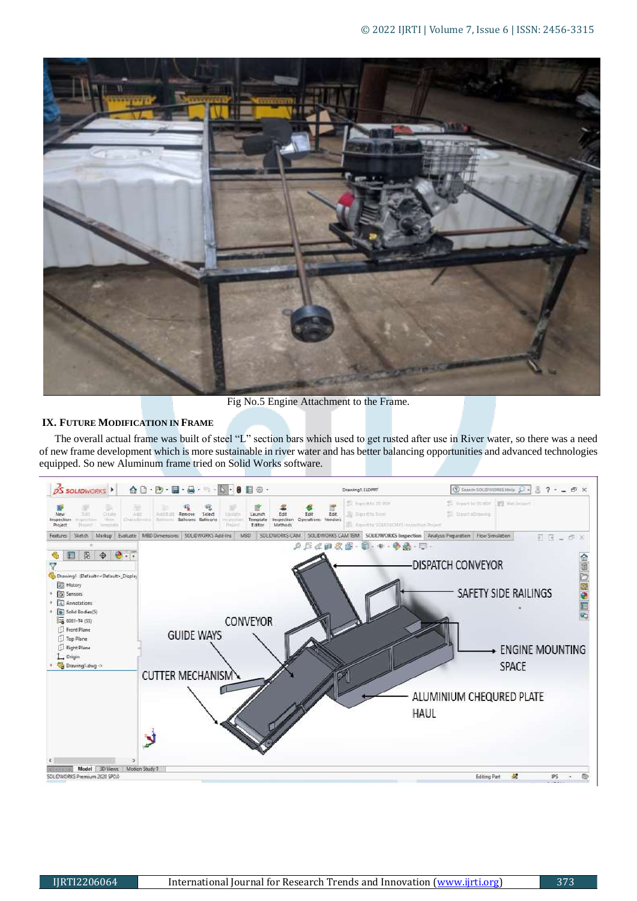Fig No.5 Engine Attachment to the Frame.

## IX. FUTURE MODIFICATION IN FRAME

The overall actual frame was built of steel "L" section bars which used to get rusted after use in River water, so there was a need of new frame development which is more sustainable in river water and has better balancing opportunities and advanced technologies equipped. So new Aluminum frame tried on Solid Works software.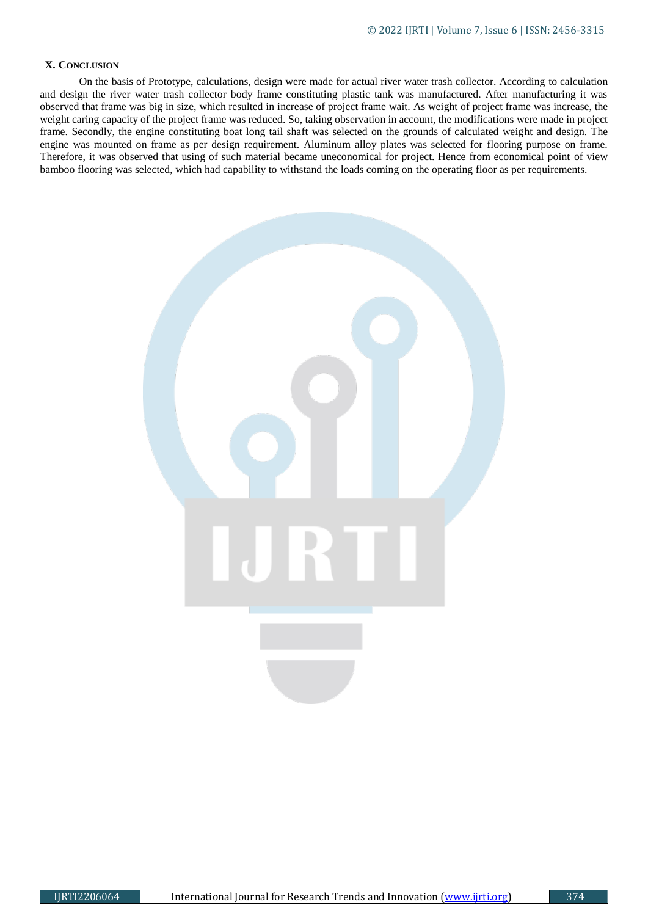## X. CONCLUSION

On the basis of Prototype, calculations, design were made for actual river water trash collector. According to calculation and design the river water trash collector body frame constituting plastic tank was manufactured. After manufacturing it was observed that frame was big in size, which resulted in increase of project frame wait. As weight of project frame was increase, the weight caring capacity of the project frame was reduced. So, taking observation in account, the modifications were made in project frame. Secondly, the engine constituting boat long tail shaft was selected on the grounds of calculated weight and design. The engine was mounted on frame as per design requirement. Aluminum alloy plates was selected for flooring purpose on frame. Therefore, it was observed that using of such material became uneconomical for project. Hence from economical point of view bamboo flooring was selected, which had capability to withstand the loads coming on the operating floor as per requirements.